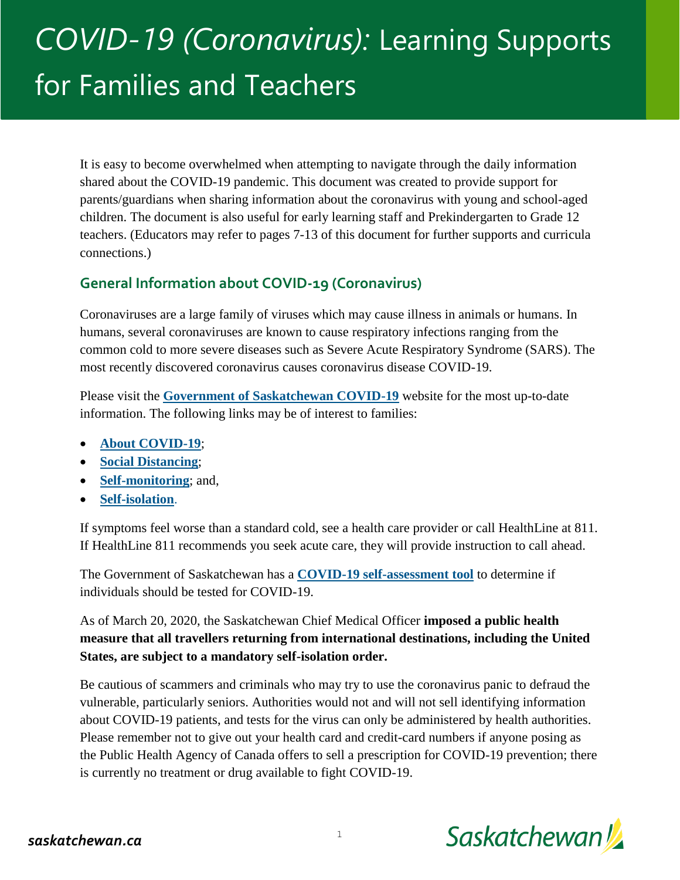# *COVID-19 (Coronavirus):* Learning Supports for Families and Teachers

It is easy to become overwhelmed when attempting to navigate through the daily information shared about the COVID-19 pandemic. This document was created to provide support for parents/guardians when sharing information about the coronavirus with young and school-aged children. The document is also useful for early learning staff and Prekindergarten to Grade 12 teachers. (Educators may refer to pages 7-13 of this document for further supports and curricula connections.)

## General Information about COVID-19 (Coronavirus)

Coronaviruses are a large family of viruses which may cause illness in animals or humans. In humans, several coronaviruses are known to cause respiratory infections ranging from the common cold to more severe diseases such as Severe Acute Respiratory Syndrome (SARS). The most recently discovered coronavirus causes coronavirus disease COVID-19.

Please visit the **Government of Saskatchewan COVID-19** website for the most up-to-date information. The following links may be of interest to families:

- **About COVID-19**;
- **Social Distancing**;
- **Self-monitoring**; and,
- **Self-isolation**.

If symptoms feel worse than a standard cold, see a health care provider or call HealthLine at 811. If HealthLine 811 recommends you seek acute care, they will provide instruction to call ahead.

The Government of Saskatchewan has a **COVID-19 self-assessment tool** to determine if individuals should be tested for COVID-19.

As of March 20, 2020, the Saskatchewan Chief Medical Officer **imposed a public health measure that all travellers returning from international destinations, including the United States, are subject to a mandatory self-isolation order.**

Be cautious of scammers and criminals who may try to use the coronavirus panic to defraud the vulnerable, particularly seniors. Authorities would not and will not sell identifying information about COVID-19 patients, and tests for the virus can only be administered by health authorities. Please remember not to give out your health card and credit-card numbers if anyone posing as the Public Health Agency of Canada offers to sell a prescription for COVID-19 prevention; there is currently no treatment or drug available to fight COVID-19.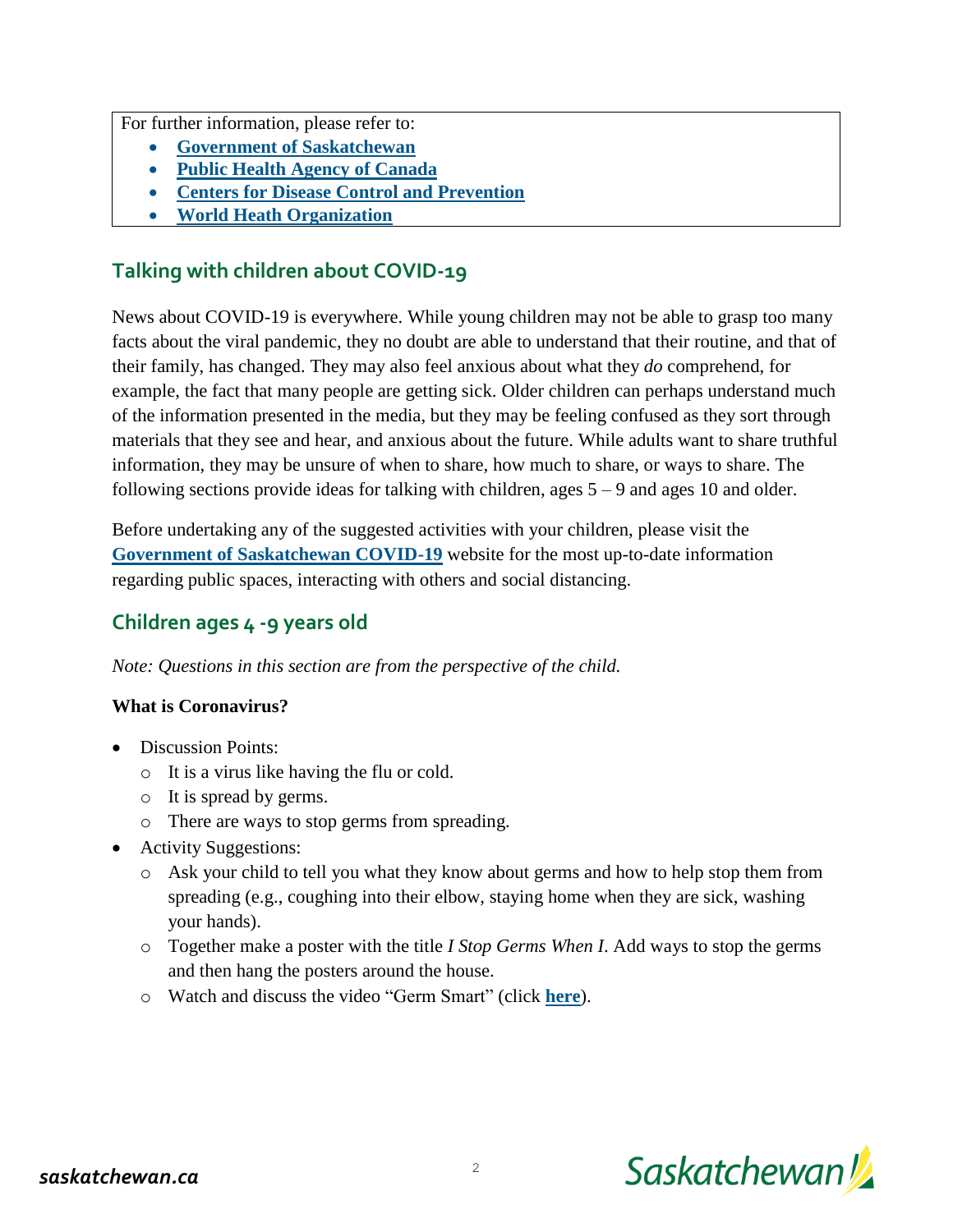For further information, please refer to:

- **Government of Saskatchewan**
- **Public Health Agency of Canada**
- **Centers for Disease Control and Prevention**
- **World Heath Organization**

## Talking with children about COVID-19

News about COVID-19 is everywhere. While young children may not be able to grasp too many facts about the viral pandemic, they no doubt are able to understand that their routine, and that of their family, has changed. They may also feel anxious about what they *do* comprehend, for example, the fact that many people are getting sick. Older children can perhaps understand much of the information presented in the media, but they may be feeling confused as they sort through materials that they see and hear, and anxious about the future. While adults want to share truthful information, they may be unsure of when to share, how much to share, or ways to share. The following sections provide ideas for talking with children, ages 5 – 9 and ages 10 and older.

Before undertaking any of the suggested activities with your children, please visit the **Government of Saskatchewan COVID-19** website for the most up-to-date information regarding public spaces, interacting with others and social distancing.

## Children ages 4 -9 years old

*Note: Questions in this section are from the perspective of the child.*

**What is Coronavirus?**

- Discussion Points:
  - It is a virus like having the flu or cold.
  - It is spread by germs.
  - There are ways to stop germs from spreading.
- Activity Suggestions:
  - Ask your child to tell you what they know about germs and how to help stop them from spreading (e.g., coughing into their elbow, staying home when they are sick, washing your hands).
  - Together make a poster with the title *I Stop Germs When I*. Add ways to stop the germs and then hang the posters around the house.
  - Watch and discuss the video "Germ Smart" (click **here**).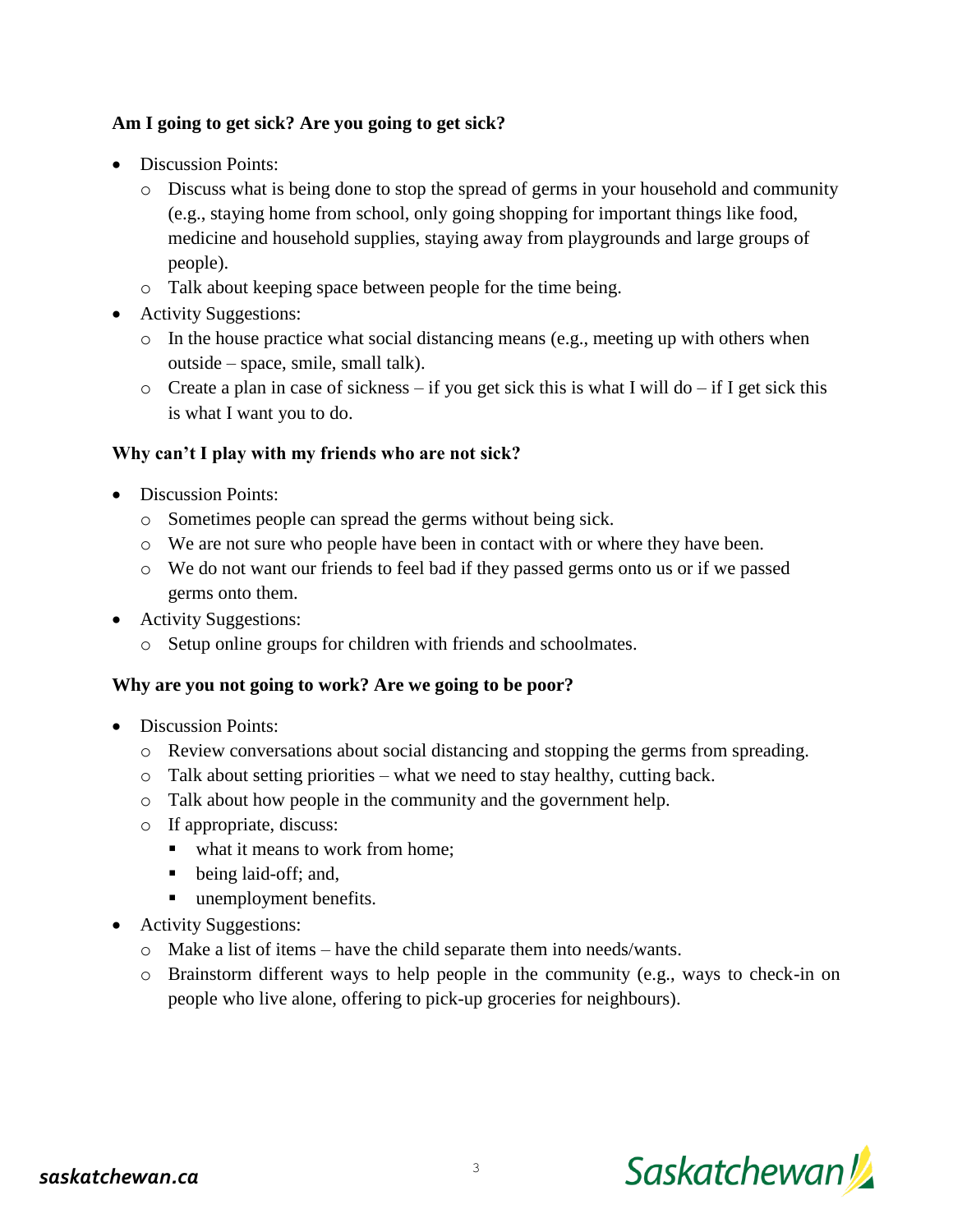**Am I going to get sick? Are you going to get sick?**

- Discussion Points:
  - Discuss what is being done to stop the spread of germs in your household and community (e.g., staying home from school, only going shopping for important things like food, medicine and household supplies, staying away from playgrounds and large groups of people).
  - Talk about keeping space between people for the time being.
- Activity Suggestions:
  - In the house practice what social distancing means (e.g., meeting up with others when outside – space, smile, small talk).
  - Create a plan in case of sickness – if you get sick this is what I will do – if I get sick this is what I want you to do.

**Why can't I play with my friends who are not sick?**

- Discussion Points:
  - Sometimes people can spread the germs without being sick.
  - We are not sure who people have been in contact with or where they have been.
  - We do not want our friends to feel bad if they passed germs onto us or if we passed germs onto them.
- Activity Suggestions:
  - Setup online groups for children with friends and schoolmates.

**Why are you not going to work? Are we going to be poor?**

- Discussion Points:
  - Review conversations about social distancing and stopping the germs from spreading.
  - Talk about setting priorities – what we need to stay healthy, cutting back.
  - Talk about how people in the community and the government help.
  - If appropriate, discuss:
    - what it means to work from home;
    - being laid-off; and,
    - unemployment benefits.
- Activity Suggestions:
  - Make a list of items – have the child separate them into needs/wants.
  - Brainstorm different ways to help people in the community (e.g., ways to check-in on people who live alone, offering to pick-up groceries for neighbours).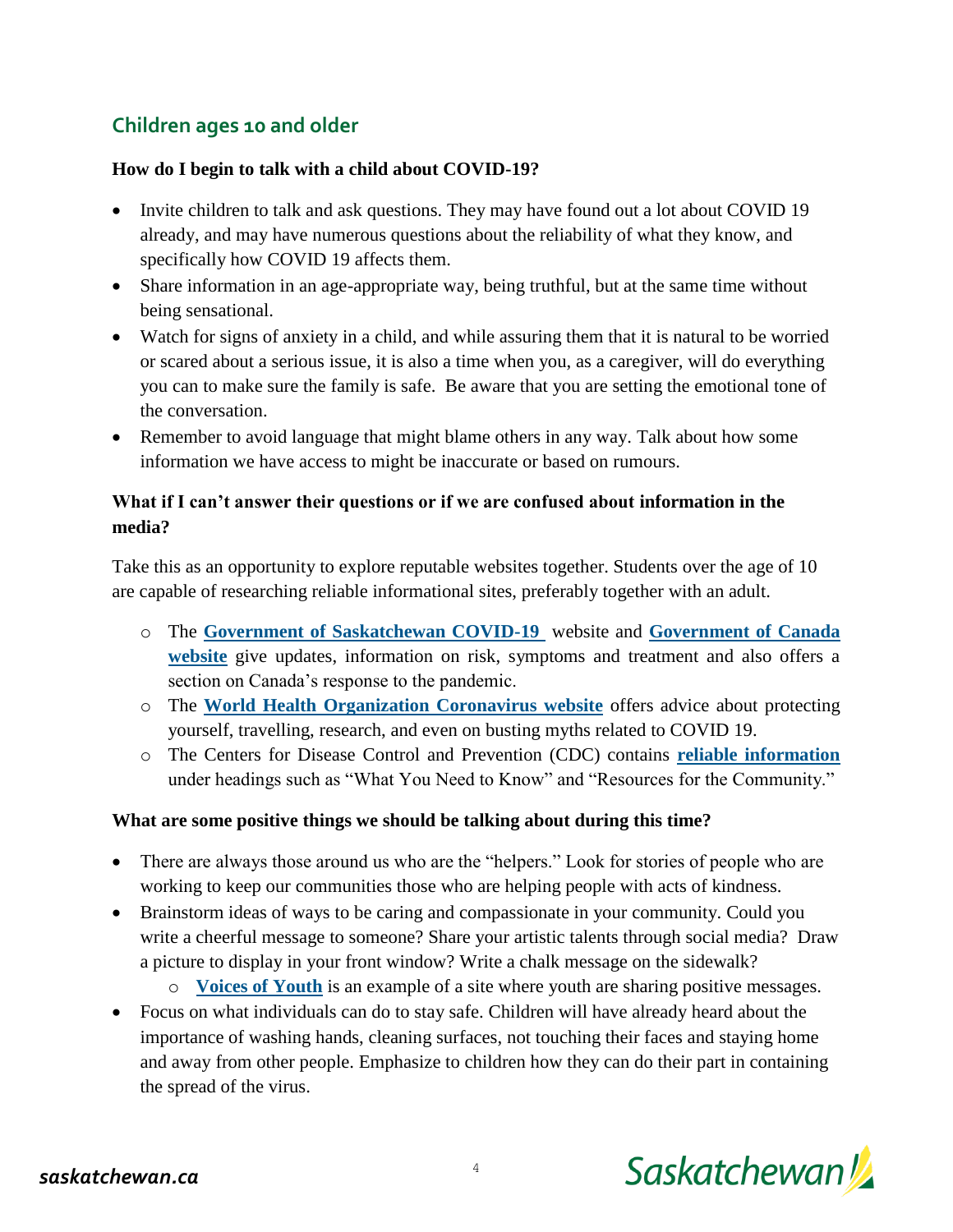## Children ages 10 and older

**How do I begin to talk with a child about COVID-19?**

- Invite children to talk and ask questions. They may have found out a lot about COVID 19 already, and may have numerous questions about the reliability of what they know, and specifically how COVID 19 affects them.
- Share information in an age-appropriate way, being truthful, but at the same time without being sensational.
- Watch for signs of anxiety in a child, and while assuring them that it is natural to be worried or scared about a serious issue, it is also a time when you, as a caregiver, will do everything you can to make sure the family is safe. Be aware that you are setting the emotional tone of the conversation.
- Remember to avoid language that might blame others in any way. Talk about how some information we have access to might be inaccurate or based on rumours.

**What if I can't answer their questions or if we are confused about information in the media?**

Take this as an opportunity to explore reputable websites together. Students over the age of 10 are capable of researching reliable informational sites, preferably together with an adult.

- The **Government of Saskatchewan COVID-19** website and **Government of Canada website** give updates, information on risk, symptoms and treatment and also offers a section on Canada's response to the pandemic.
- The **World Health Organization Coronavirus website** offers advice about protecting yourself, travelling, research, and even on busting myths related to COVID 19.
- The Centers for Disease Control and Prevention (CDC) contains **reliable information** under headings such as "What You Need to Know" and "Resources for the Community."

**What are some positive things we should be talking about during this time?**

- There are always those around us who are the "helpers." Look for stories of people who are working to keep our communities those who are helping people with acts of kindness.
- Brainstorm ideas of ways to be caring and compassionate in your community. Could you write a cheerful message to someone? Share your artistic talents through social media? Draw a picture to display in your front window? Write a chalk message on the sidewalk?
  - **Voices of Youth** is an example of a site where youth are sharing positive messages.
- Focus on what individuals can do to stay safe. Children will have already heard about the importance of washing hands, cleaning surfaces, not touching their faces and staying home and away from other people. Emphasize to children how they can do their part in containing the spread of the virus.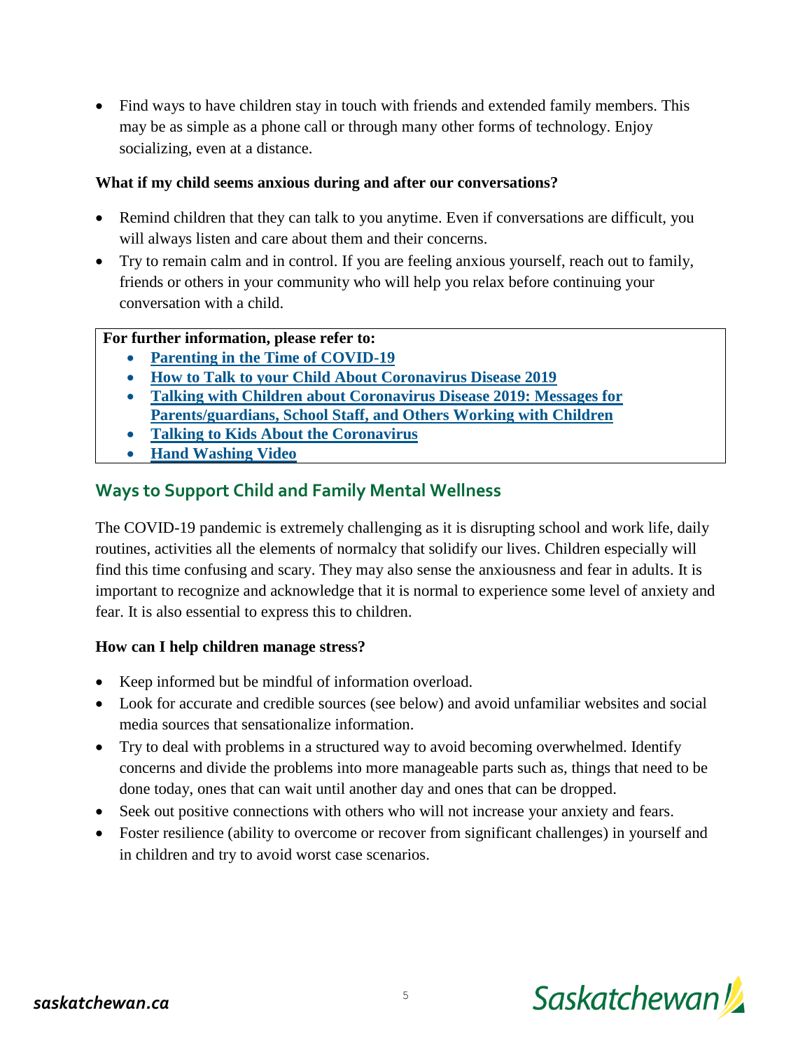- Find ways to have children stay in touch with friends and extended family members. This may be as simple as a phone call or through many other forms of technology. Enjoy socializing, even at a distance.

**What if my child seems anxious during and after our conversations?**

- Remind children that they can talk to you anytime. Even if conversations are difficult, you will always listen and care about them and their concerns.
- Try to remain calm and in control. If you are feeling anxious yourself, reach out to family, friends or others in your community who will help you relax before continuing your conversation with a child.

**For further information, please refer to:**

- **Parenting in the Time of COVID-19**
- **How to Talk to your Child About Coronavirus Disease 2019**
- **Talking with Children about Coronavirus Disease 2019: Messages for Parents/guardians, School Staff, and Others Working with Children**
- **Talking to Kids About the Coronavirus**
- **Hand Washing Video**

## Ways to Support Child and Family Mental Wellness

The COVID-19 pandemic is extremely challenging as it is disrupting school and work life, daily routines, activities all the elements of normalcy that solidify our lives. Children especially will find this time confusing and scary. They may also sense the anxiousness and fear in adults. It is important to recognize and acknowledge that it is normal to experience some level of anxiety and fear. It is also essential to express this to children.

**How can I help children manage stress?**

- Keep informed but be mindful of information overload.
- Look for accurate and credible sources (see below) and avoid unfamiliar websites and social media sources that sensationalize information.
- Try to deal with problems in a structured way to avoid becoming overwhelmed. Identify concerns and divide the problems into more manageable parts such as, things that need to be done today, ones that can wait until another day and ones that can be dropped.
- Seek out positive connections with others who will not increase your anxiety and fears.
- Foster resilience (ability to overcome or recover from significant challenges) in yourself and in children and try to avoid worst case scenarios.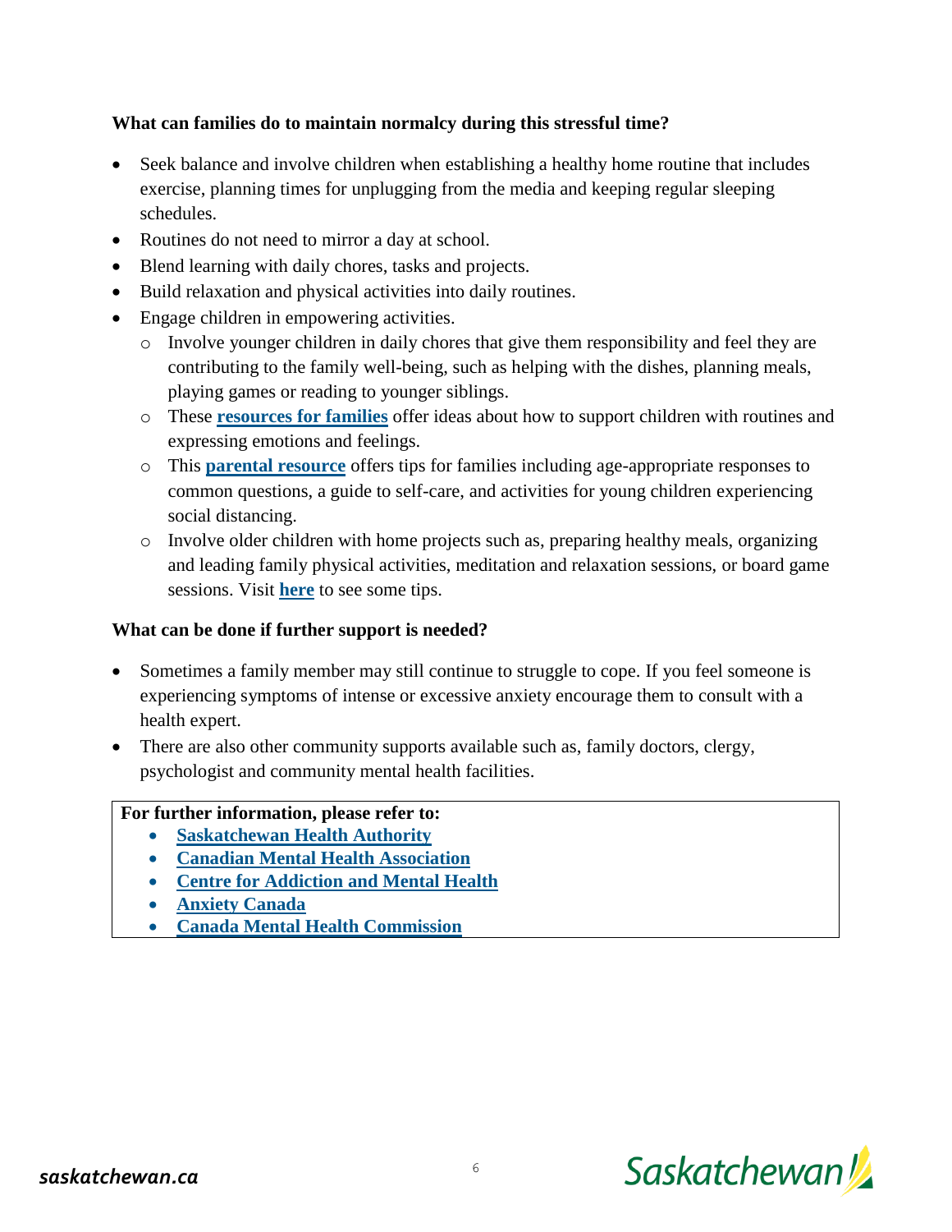**What can families do to maintain normalcy during this stressful time?**

- Seek balance and involve children when establishing a healthy home routine that includes exercise, planning times for unplugging from the media and keeping regular sleeping schedules.
- Routines do not need to mirror a day at school.
- Blend learning with daily chores, tasks and projects.
- Build relaxation and physical activities into daily routines.
- Engage children in empowering activities.
  - Involve younger children in daily chores that give them responsibility and feel they are contributing to the family well-being, such as helping with the dishes, planning meals, playing games or reading to younger siblings.
  - These **resources for families** offer ideas about how to support children with routines and expressing emotions and feelings.
  - This **parental resource** offers tips for families including age-appropriate responses to common questions, a guide to self-care, and activities for young children experiencing social distancing.
  - Involve older children with home projects such as, preparing healthy meals, organizing and leading family physical activities, meditation and relaxation sessions, or board game sessions. Visit **here** to see some tips.

**What can be done if further support is needed?**

- Sometimes a family member may still continue to struggle to cope. If you feel someone is experiencing symptoms of intense or excessive anxiety encourage them to consult with a health expert.
- There are also other community supports available such as, family doctors, clergy, psychologist and community mental health facilities.

**For further information, please refer to:**

- **Saskatchewan Health Authority**
- **Canadian Mental Health Association**
- **Centre for Addiction and Mental Health**
- **Anxiety Canada**
- **Canada Mental Health Commission**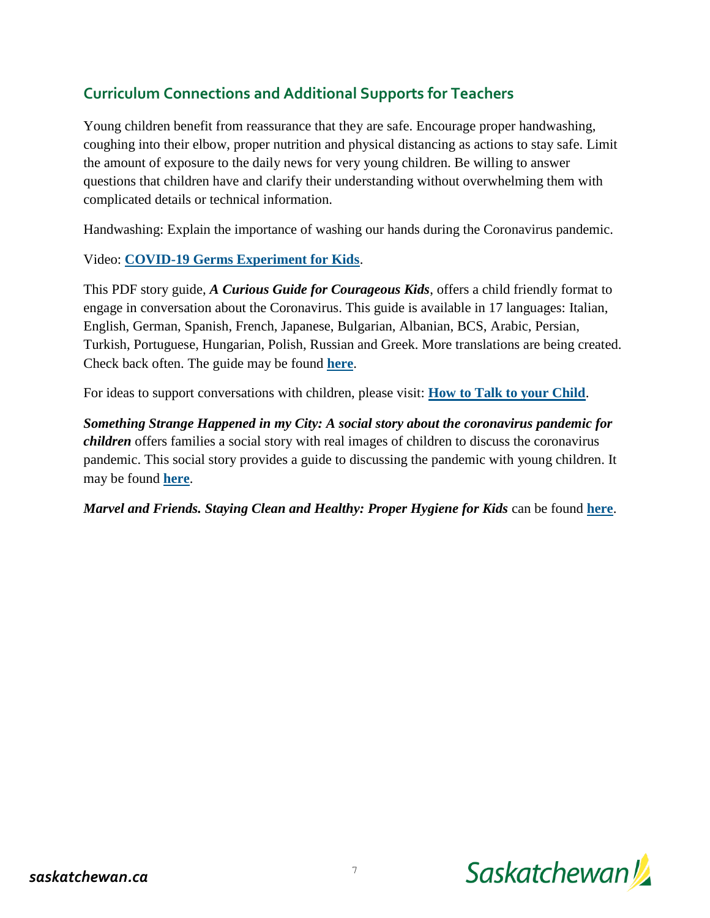## Curriculum Connections and Additional Supports for Teachers

Young children benefit from reassurance that they are safe. Encourage proper handwashing, coughing into their elbow, proper nutrition and physical distancing as actions to stay safe. Limit the amount of exposure to the daily news for very young children. Be willing to answer questions that children have and clarify their understanding without overwhelming them with complicated details or technical information.

Handwashing: Explain the importance of washing our hands during the Coronavirus pandemic.

Video: **COVID-19 Germs Experiment for Kids**.

This PDF story guide, ***A Curious Guide for Courageous Kids***, offers a child friendly format to engage in conversation about the Coronavirus. This guide is available in 17 languages: Italian, English, German, Spanish, French, Japanese, Bulgarian, Albanian, BCS, Arabic, Persian, Turkish, Portuguese, Hungarian, Polish, Russian and Greek. More translations are being created. Check back often. The guide may be found **here**.

For ideas to support conversations with children, please visit: **How to Talk to your Child**.

***Something Strange Happened in my City: A social story about the coronavirus pandemic for children*** offers families a social story with real images of children to discuss the coronavirus pandemic. This social story provides a guide to discussing the pandemic with young children. It may be found **here**.

***Marvel and Friends. Staying Clean and Healthy: Proper Hygiene for Kids*** can be found **here**.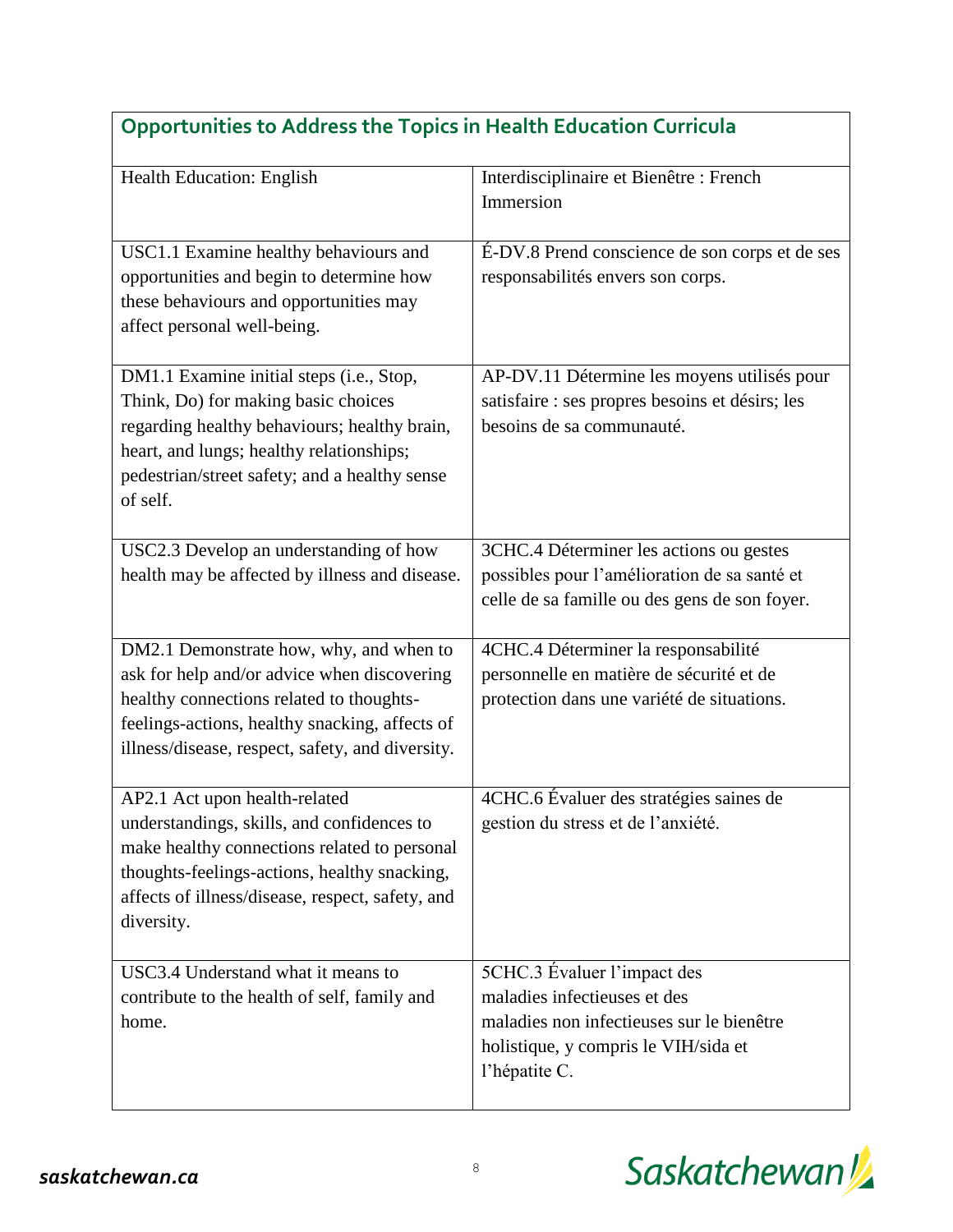| Opportunities to Address the Topics in Health Education Curricula | |
| --- | --- |
| Health Education: English | Interdisciplinaire et Bienêtre : French Immersion |
| USC1.1 Examine healthy behaviours and opportunities and begin to determine how these behaviours and opportunities may affect personal well-being. | É-DV.8 Prend conscience de son corps et de ses responsabilités envers son corps. |
| DM1.1 Examine initial steps (i.e., Stop, Think, Do) for making basic choices regarding healthy behaviours; healthy brain, heart, and lungs; healthy relationships; pedestrian/street safety; and a healthy sense of self. | AP-DV.11 Détermine les moyens utilisés pour satisfaire : ses propres besoins et désirs; les besoins de sa communauté. |
| USC2.3 Develop an understanding of how health may be affected by illness and disease. | 3CHC.4 Déterminer les actions ou gestes possibles pour l'amélioration de sa santé et celle de sa famille ou des gens de son foyer. |
| DM2.1 Demonstrate how, why, and when to ask for help and/or advice when discovering healthy connections related to thoughts-feelings-actions, healthy snacking, affects of illness/disease, respect, safety, and diversity. | 4CHC.4 Déterminer la responsabilité personnelle en matière de sécurité et de protection dans une variété de situations. |
| AP2.1 Act upon health-related understandings, skills, and confidences to make healthy connections related to personal thoughts-feelings-actions, healthy snacking, affects of illness/disease, respect, safety, and diversity. | 4CHC.6 Évaluer des stratégies saines de gestion du stress et de l'anxiété. |
| USC3.4 Understand what it means to contribute to the health of self, family and home. | 5CHC.3 Évaluer l'impact des maladies infectieuses et des maladies non infectieuses sur le bienêtre holistique, y compris le VIH/sida et l'hépatite C. |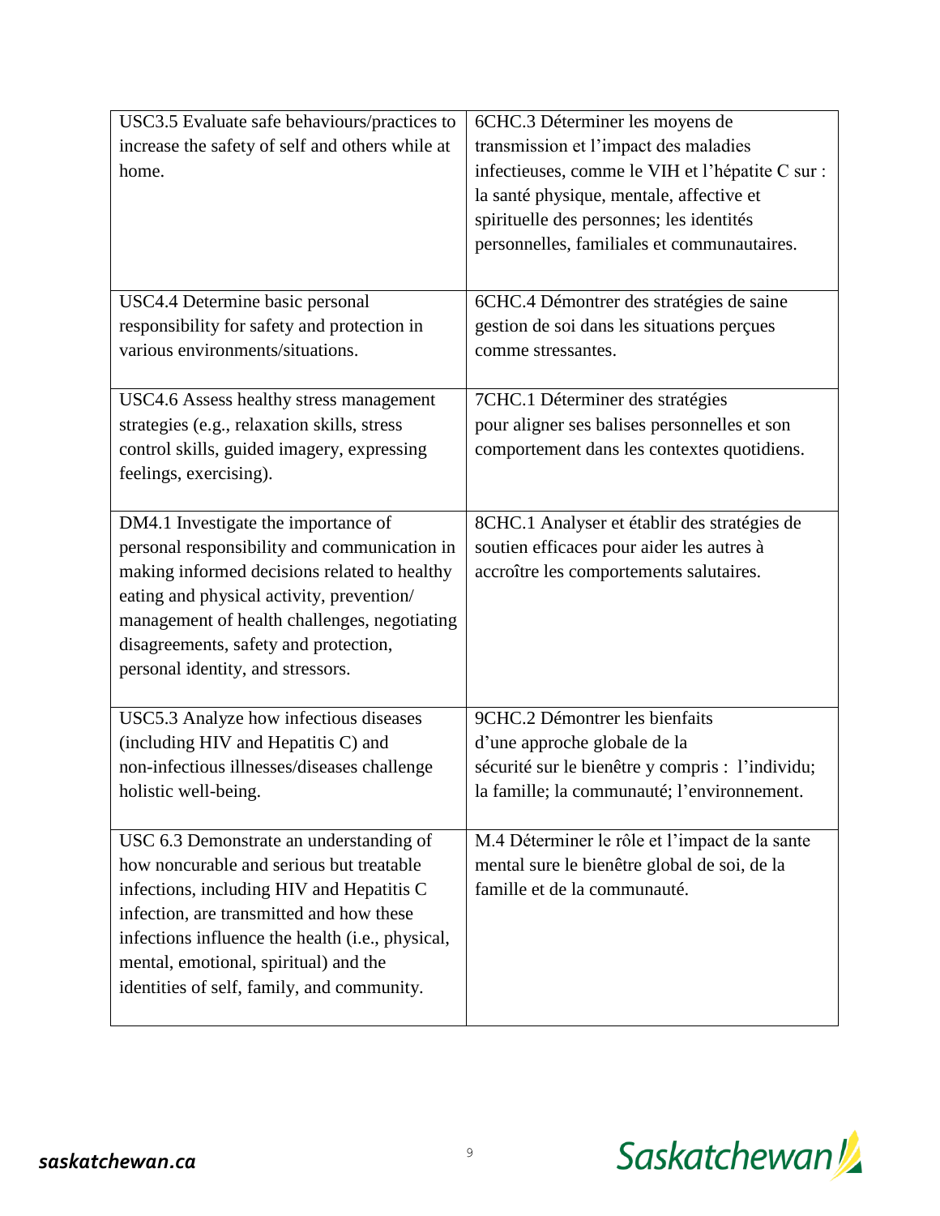| | |
|---|---|
| USC3.5 Evaluate safe behaviours/practices to increase the safety of self and others while at home. | 6CHC.3 Déterminer les moyens de transmission et l'impact des maladies infectieuses, comme le VIH et l'hépatite C sur : la santé physique, mentale, affective et spirituelle des personnes; les identités personnelles, familiales et communautaires. |
| USC4.4 Determine basic personal responsibility for safety and protection in various environments/situations. | 6CHC.4 Démontrer des stratégies de saine gestion de soi dans les situations perçues comme stressantes. |
| USC4.6 Assess healthy stress management strategies (e.g., relaxation skills, stress control skills, guided imagery, expressing feelings, exercising). | 7CHC.1 Déterminer des stratégies pour aligner ses balises personnelles et son comportement dans les contextes quotidiens. |
| DM4.1 Investigate the importance of personal responsibility and communication in making informed decisions related to healthy eating and physical activity, prevention/ management of health challenges, negotiating disagreements, safety and protection, personal identity, and stressors. | 8CHC.1 Analyser et établir des stratégies de soutien efficaces pour aider les autres à accroître les comportements salutaires. |
| USC5.3 Analyze how infectious diseases (including HIV and Hepatitis C) and non-infectious illnesses/diseases challenge holistic well-being. | 9CHC.2 Démontrer les bienfaits d'une approche globale de la sécurité sur le bienêtre y compris : l'individu; la famille; la communauté; l'environnement. |
| USC 6.3 Demonstrate an understanding of how noncurable and serious but treatable infections, including HIV and Hepatitis C infection, are transmitted and how these infections influence the health (i.e., physical, mental, emotional, spiritual) and the identities of self, family, and community. | M.4 Déterminer le rôle et l'impact de la sante mental sure le bienêtre global de soi, de la famille et de la communauté. |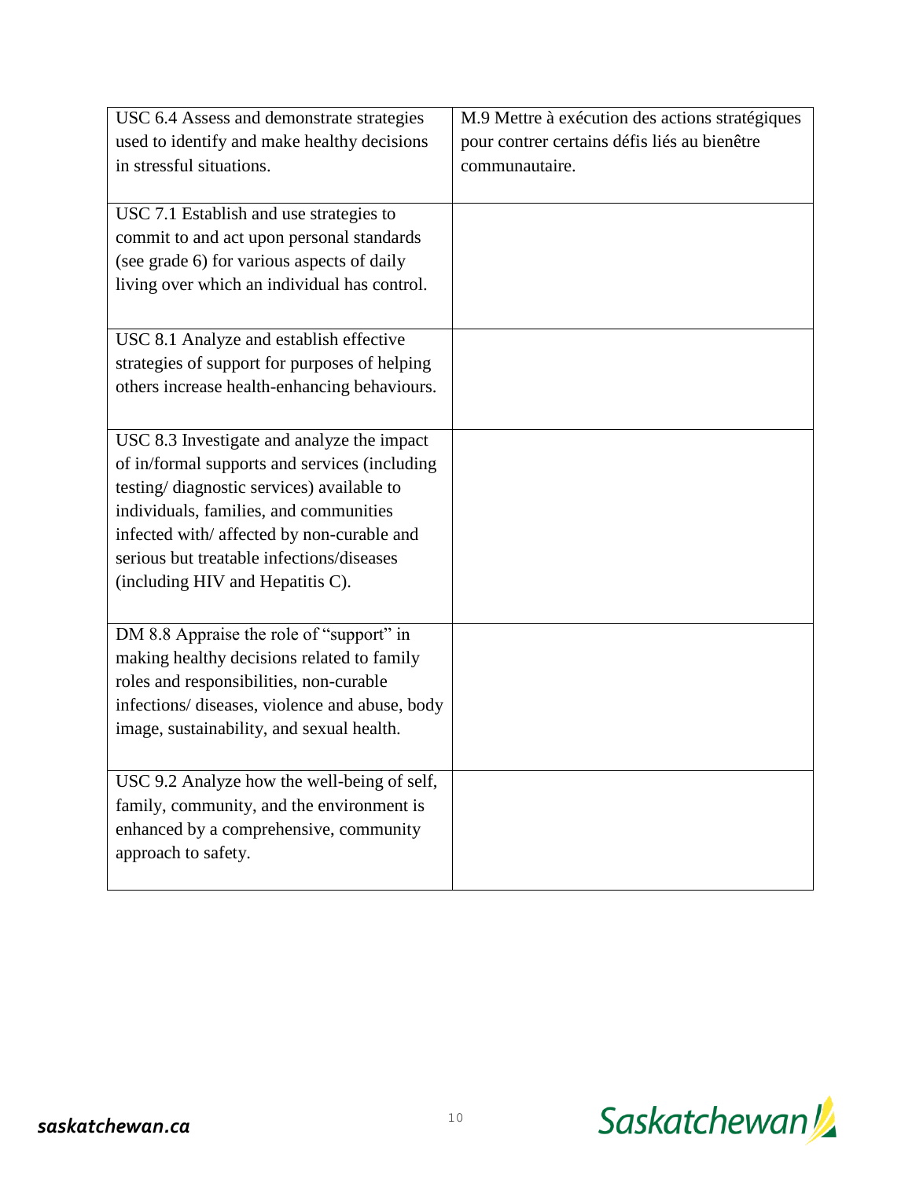| USC 6.4 Assess and demonstrate strategies used to identify and make healthy decisions in stressful situations. | M.9 Mettre à exécution des actions stratégiques pour contrer certains défis liés au bienêtre communautaire. |
|---|---|
| USC 7.1 Establish and use strategies to commit to and act upon personal standards (see grade 6) for various aspects of daily living over which an individual has control. | |
| USC 8.1 Analyze and establish effective strategies of support for purposes of helping others increase health-enhancing behaviours. | |
| USC 8.3 Investigate and analyze the impact of in/formal supports and services (including testing/ diagnostic services) available to individuals, families, and communities infected with/ affected by non-curable and serious but treatable infections/diseases (including HIV and Hepatitis C). | |
| DM 8.8 Appraise the role of "support" in making healthy decisions related to family roles and responsibilities, non-curable infections/ diseases, violence and abuse, body image, sustainability, and sexual health. | |
| USC 9.2 Analyze how the well-being of self, family, community, and the environment is enhanced by a comprehensive, community approach to safety. | |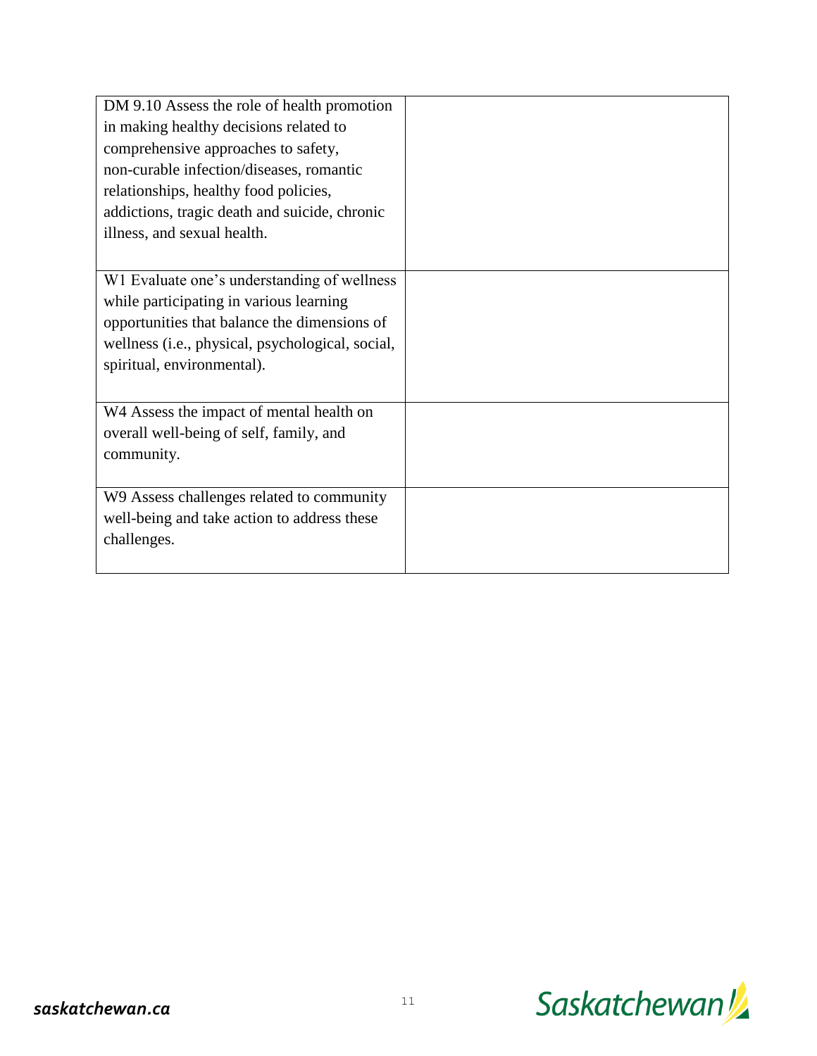| | |
|---|---|
| DM 9.10 Assess the role of health promotion in making healthy decisions related to comprehensive approaches to safety, non-curable infection/diseases, romantic relationships, healthy food policies, addictions, tragic death and suicide, chronic illness, and sexual health. | |
| W1 Evaluate one's understanding of wellness while participating in various learning opportunities that balance the dimensions of wellness (i.e., physical, psychological, social, spiritual, environmental). | |
| W4 Assess the impact of mental health on overall well-being of self, family, and community. | |
| W9 Assess challenges related to community well-being and take action to address these challenges. | |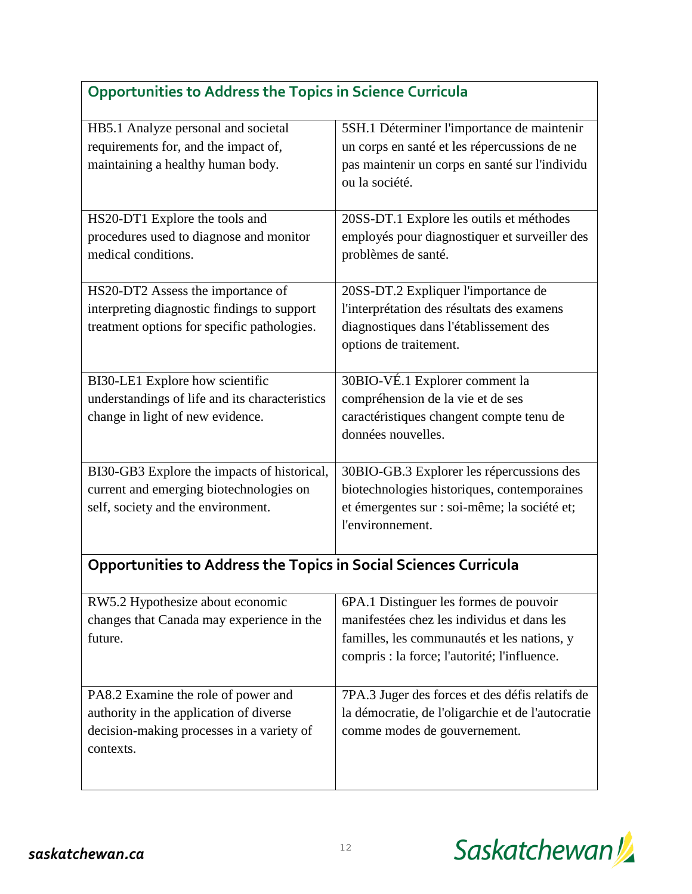## Opportunities to Address the Topics in Science Curricula

| | |
|---|---|
| HB5.1 Analyze personal and societal requirements for, and the impact of, maintaining a healthy human body. | 5SH.1 Déterminer l'importance de maintenir un corps en santé et les répercussions de ne pas maintenir un corps en santé sur l'individu ou la société. |
| HS20-DT1 Explore the tools and procedures used to diagnose and monitor medical conditions. | 20SS-DT.1 Explore les outils et méthodes employés pour diagnostiquer et surveiller des problèmes de santé. |
| HS20-DT2 Assess the importance of interpreting diagnostic findings to support treatment options for specific pathologies. | 20SS-DT.2 Expliquer l'importance de l'interprétation des résultats des examens diagnostiques dans l'établissement des options de traitement. |
| BI30-LE1 Explore how scientific understandings of life and its characteristics change in light of new evidence. | 30BIO-VÉ.1 Explorer comment la compréhension de la vie et de ses caractéristiques changent compte tenu de données nouvelles. |
| BI30-GB3 Explore the impacts of historical, current and emerging biotechnologies on self, society and the environment. | 30BIO-GB.3 Explorer les répercussions des biotechnologies historiques, contemporaines et émergentes sur : soi-même; la société et; l'environnement. |

## Opportunities to Address the Topics in Social Sciences Curricula

| | |
|---|---|
| RW5.2 Hypothesize about economic changes that Canada may experience in the future. | 6PA.1 Distinguer les formes de pouvoir manifestées chez les individus et dans les familles, les communautés et les nations, y compris : la force; l'autorité; l'influence. |
| PA8.2 Examine the role of power and authority in the application of diverse decision-making processes in a variety of contexts. | 7PA.3 Juger des forces et des défis relatifs de la démocratie, de l'oligarchie et de l'autocratie comme modes de gouvernement. |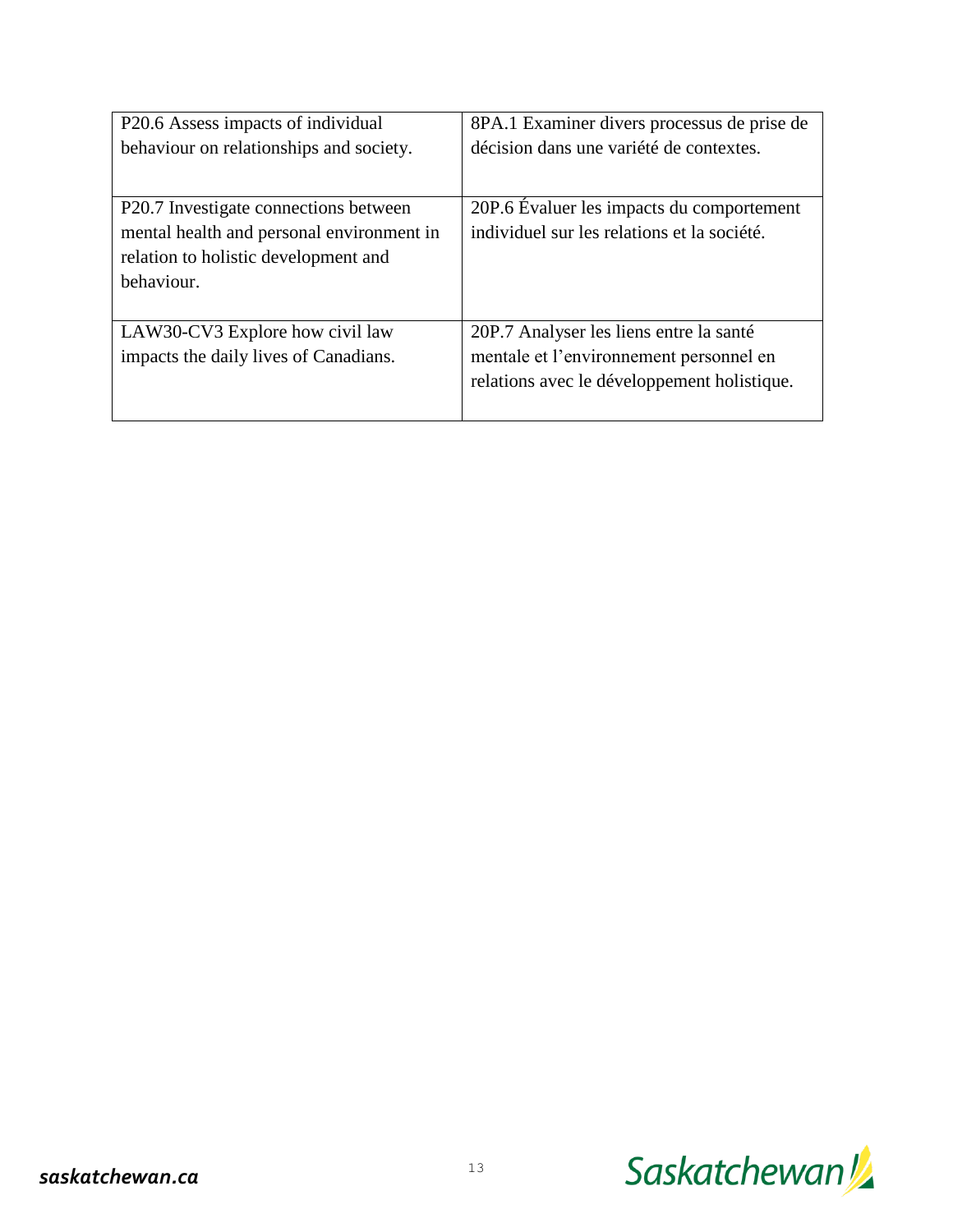| | |
|---|---|
| P20.6 Assess impacts of individual behaviour on relationships and society. | 8PA.1 Examiner divers processus de prise de décision dans une variété de contextes. |
| P20.7 Investigate connections between mental health and personal environment in relation to holistic development and behaviour. | 20P.6 Évaluer les impacts du comportement individuel sur les relations et la société. |
| LAW30-CV3 Explore how civil law impacts the daily lives of Canadians. | 20P.7 Analyser les liens entre la santé mentale et l'environnement personnel en relations avec le développement holistique. |